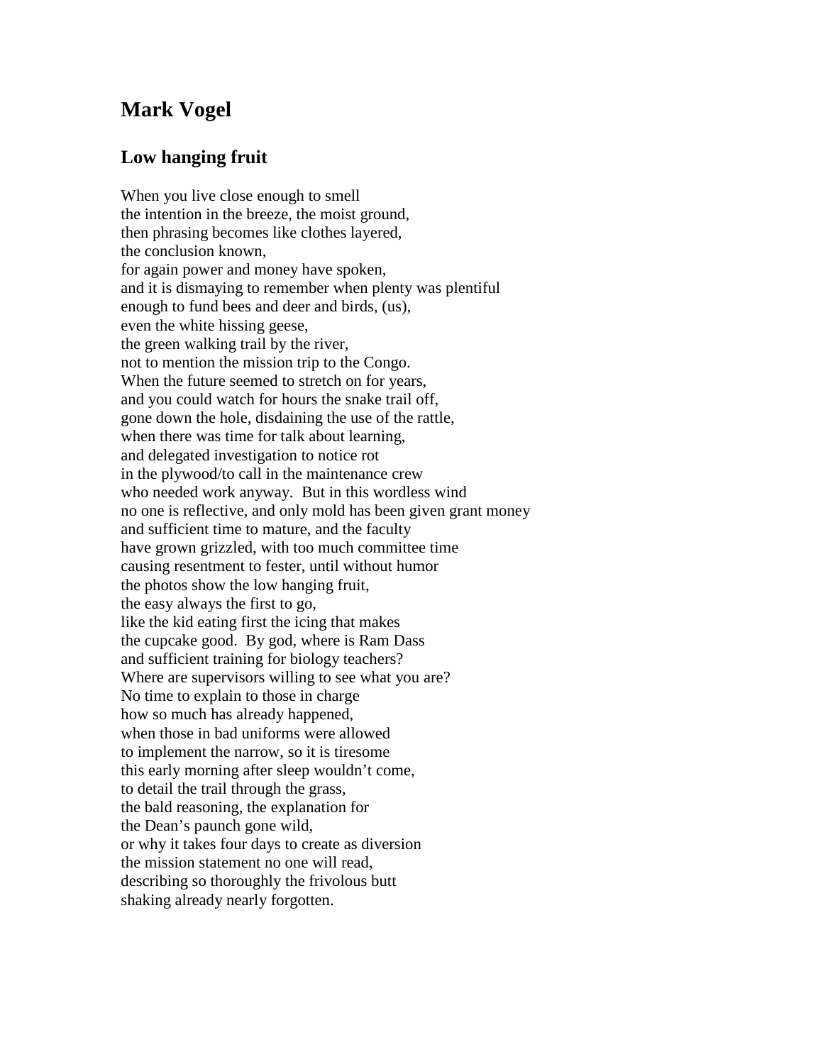# Mark Vogel

## Low hanging fruit

When you live close enough to smell  
the intention in the breeze, the moist ground,  
then phrasing becomes like clothes layered,  
the conclusion known,  
for again power and money have spoken,  
and it is dismaying to remember when plenty was plentiful  
enough to fund bees and deer and birds, (us),  
even the white hissing geese,  
the green walking trail by the river,  
not to mention the mission trip to the Congo.  
When the future seemed to stretch on for years,  
and you could watch for hours the snake trail off,  
gone down the hole, disdaining the use of the rattle,  
when there was time for talk about learning,  
and delegated investigation to notice rot  
in the plywood/to call in the maintenance crew  
who needed work anyway.  But in this wordless wind  
no one is reflective, and only mold has been given grant money  
and sufficient time to mature, and the faculty  
have grown grizzled, with too much committee time  
causing resentment to fester, until without humor  
the photos show the low hanging fruit,  
the easy always the first to go,  
like the kid eating first the icing that makes  
the cupcake good.  By god, where is Ram Dass  
and sufficient training for biology teachers?  
Where are supervisors willing to see what you are?  
No time to explain to those in charge  
how so much has already happened,  
when those in bad uniforms were allowed  
to implement the narrow, so it is tiresome  
this early morning after sleep wouldn't come,  
to detail the trail through the grass,  
the bald reasoning, the explanation for  
the Dean's paunch gone wild,  
or why it takes four days to create as diversion  
the mission statement no one will read,  
describing so thoroughly the frivolous butt  
shaking already nearly forgotten.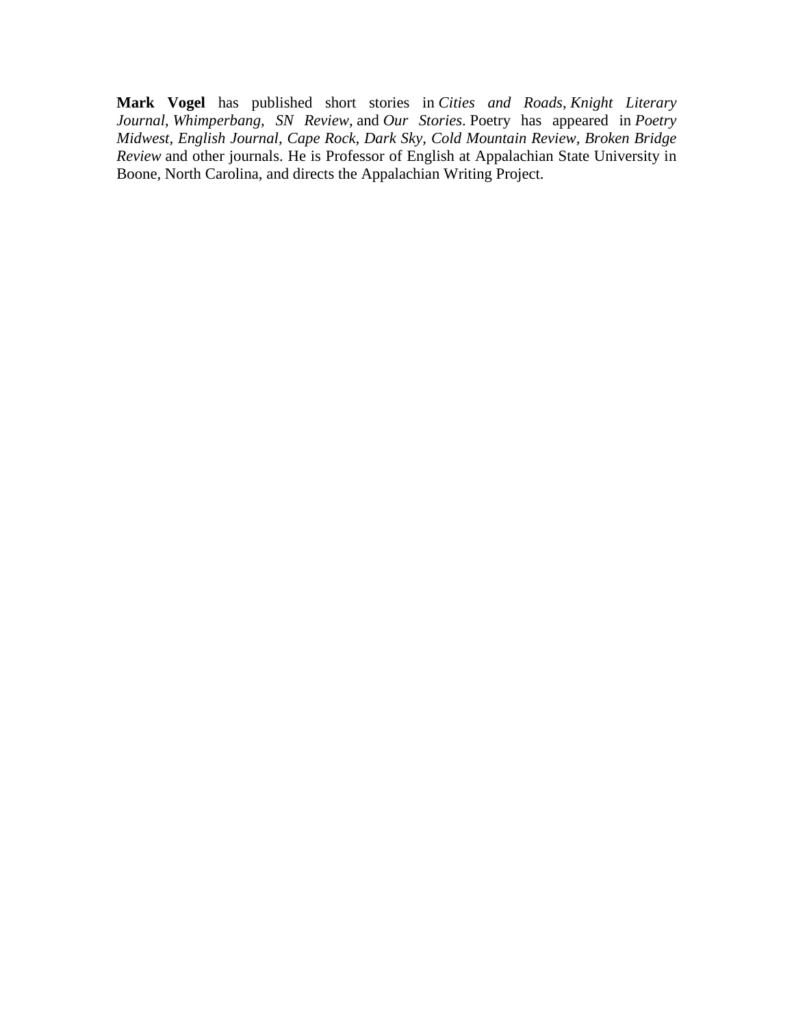**Mark Vogel** has published short stories in *Cities and Roads*, *Knight Literary Journal*, *Whimperbang, SN Review*, and *Our Stories*. Poetry has appeared in *Poetry Midwest, English Journal, Cape Rock, Dark Sky, Cold Mountain Review, Broken Bridge Review* and other journals. He is Professor of English at Appalachian State University in Boone, North Carolina, and directs the Appalachian Writing Project.